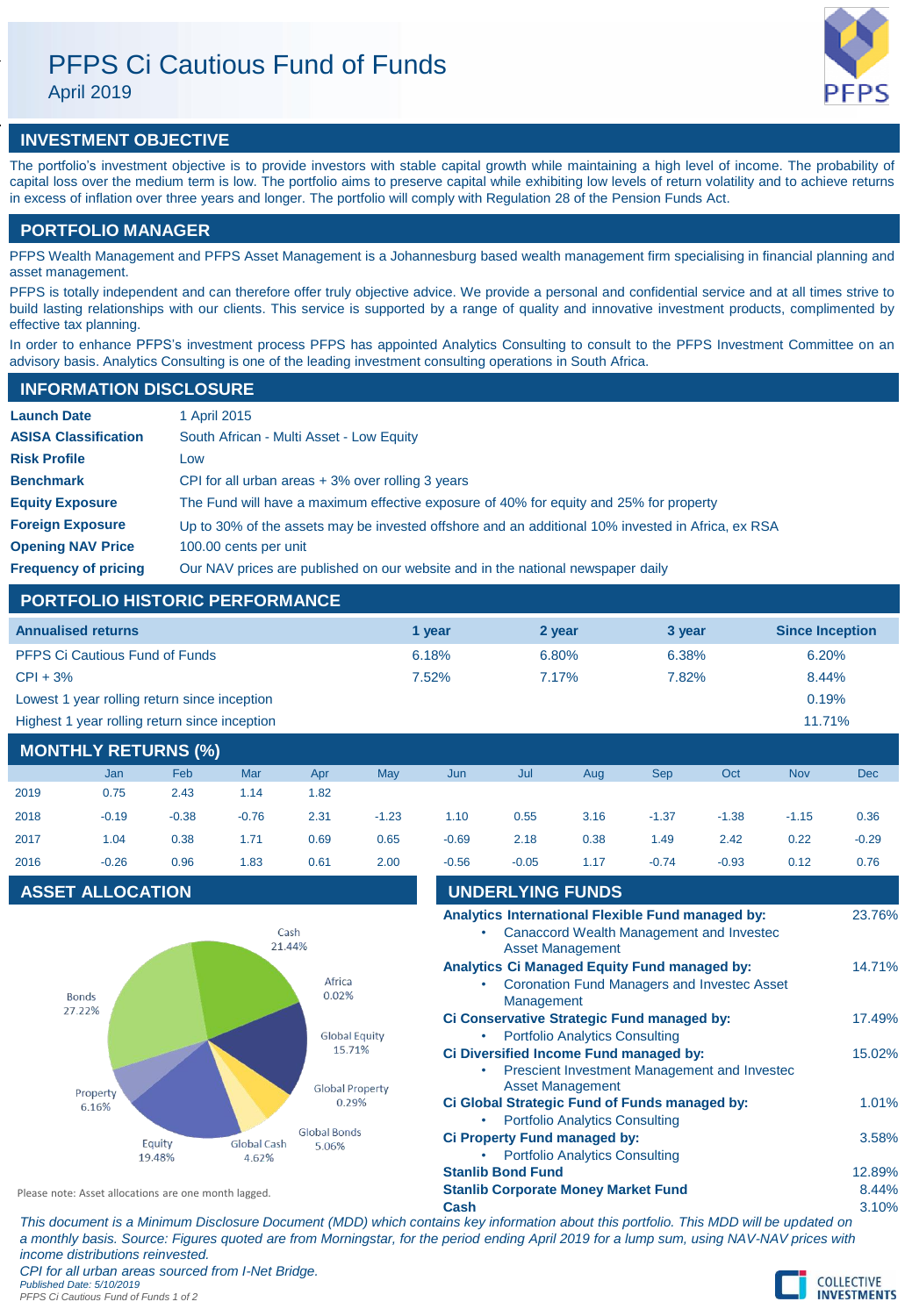# PFPS Ci Cautious Fund of Funds

April 2019

## INVESTMENT OBJECTIVE

The portfolio's investment objective is to provide investors with stable capital growth while maintaining a high level of income. The probability of capital loss over the medium term is low. The portfolio aims to preserve capital while exhibiting low levels of return volatility and to achieve returns in excess of inflation over three years and longer. The portfolio will comply with Regulation 28 of the Pension Funds Act.

## PORTFOLIO MANAGER

PFPS Wealth Management and PFPS Asset Management is a Johannesburg based wealth management firm specialising in financial planning and asset management.

PFPS is totally independent and can therefore offer truly objective advice. We provide a personal and confidential service and at all times strive to build lasting relationships with our clients. This service is supported by a range of quality and innovative investment products, complimented by effective tax planning.

In order to enhance PFPS's investment process PFPS has appointed Analytics Consulting to consult to the PFPS Investment Committee on an advisory basis. Analytics Consulting is one of the leading investment consulting operations in South Africa.

## INFORMATION DISCLOSURE

| | |
|---|---|
| **Launch Date** | 1 April 2015 |
| **ASISA Classification** | South African - Multi Asset - Low Equity |
| **Risk Profile** | Low |
| **Benchmark** | CPI for all urban areas + 3% over rolling 3 years |
| **Equity Exposure** | The Fund will have a maximum effective exposure of 40% for equity and 25% for property |
| **Foreign Exposure** | Up to 30% of the assets may be invested offshore and an additional 10% invested in Africa, ex RSA |
| **Opening NAV Price** | 100.00 cents per unit |
| **Frequency of pricing** | Our NAV prices are published on our website and in the national newspaper daily |

## PORTFOLIO HISTORIC PERFORMANCE

| Annualised returns | 1 year | 2 year | 3 year | Since Inception |
|---|---|---|---|---|
| PFPS Ci Cautious Fund of Funds | 6.18% | 6.80% | 6.38% | 6.20% |
| CPI + 3% | 7.52% | 7.17% | 7.82% | 8.44% |
| Lowest 1 year rolling return since inception | | | | 0.19% |
| Highest 1 year rolling return since inception | | | | 11.71% |

## MONTHLY RETURNS (%)

| | Jan | Feb | Mar | Apr | May | Jun | Jul | Aug | Sep | Oct | Nov | Dec |
|---|---|---|---|---|---|---|---|---|---|---|---|---|
| 2019 | 0.75 | 2.43 | 1.14 | 1.82 | | | | | | | | |
| 2018 | -0.19 | -0.38 | -0.76 | 2.31 | -1.23 | 1.10 | 0.55 | 3.16 | -1.37 | -1.38 | -1.15 | 0.36 |
| 2017 | 1.04 | 0.38 | 1.71 | 0.69 | 0.65 | -0.69 | 2.18 | 0.38 | 1.49 | 2.42 | 0.22 | -0.29 |
| 2016 | -0.26 | 0.96 | 1.83 | 0.61 | 2.00 | -0.56 | -0.05 | 1.17 | -0.74 | -0.93 | 0.12 | 0.76 |

## ASSET ALLOCATION

| Asset | Allocation |
|---|---|
| Cash | 21.44% |
| Africa | 0.02% |
| Global Equity | 15.71% |
| Global Property | 0.29% |
| Global Bonds | 5.06% |
| Global Cash | 4.62% |
| Equity | 19.48% |
| Property | 6.16% |
| Bonds | 27.22% |

Please note: Asset allocations are one month lagged.

## UNDERLYING FUNDS

| Fund | Weight |
|---|---|
| **Analytics International Flexible Fund managed by:** <br>• Canaccord Wealth Management and Investec Asset Management | 23.76% |
| **Analytics Ci Managed Equity Fund managed by:** <br>• Coronation Fund Managers and Investec Asset Management | 14.71% |
| **Ci Conservative Strategic Fund managed by:** <br>• Portfolio Analytics Consulting | 17.49% |
| **Ci Diversified Income Fund managed by:** <br>• Prescient Investment Management and Investec Asset Management | 15.02% |
| **Ci Global Strategic Fund of Funds managed by:** <br>• Portfolio Analytics Consulting | 1.01% |
| **Ci Property Fund managed by:** <br>• Portfolio Analytics Consulting | 3.58% |
| **Stanlib Bond Fund** | 12.89% |
| **Stanlib Corporate Money Market Fund** | 8.44% |
| **Cash** | 3.10% |

*This document is a Minimum Disclosure Document (MDD) which contains key information about this portfolio. This MDD will be updated on a monthly basis. Source: Figures quoted are from Morningstar, for the period ending April 2019 for a lump sum, using NAV-NAV prices with income distributions reinvested.*

*CPI for all urban areas sourced from I-Net Bridge.*

*Published Date: 5/10/2019*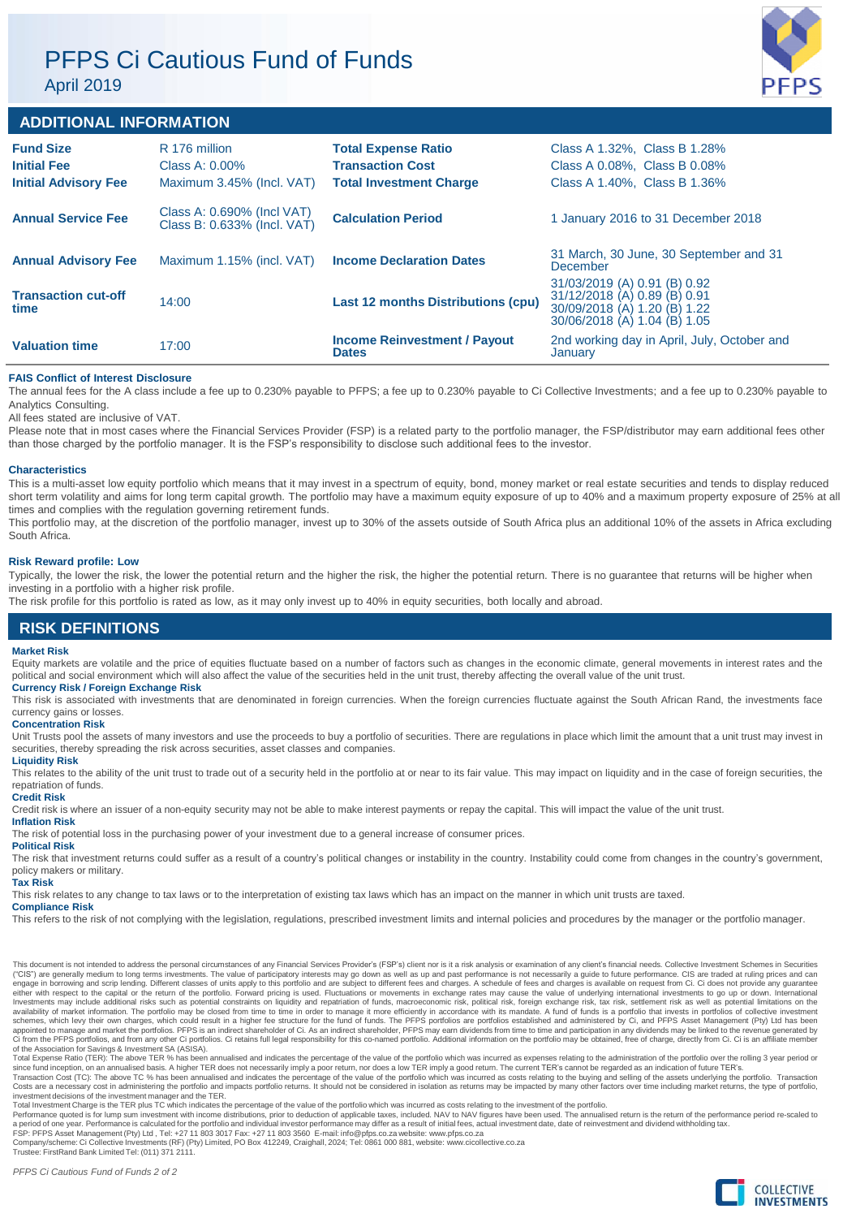# PFPS Ci Cautious Fund of Funds

April 2019

## ADDITIONAL INFORMATION

| | | | |
|---|---|---|---|
| **Fund Size** | R 176 million | **Total Expense Ratio** | Class A 1.32%, Class B 1.28% |
| **Initial Fee** | Class A: 0.00% | **Transaction Cost** | Class A 0.08%, Class B 0.08% |
| **Initial Advisory Fee** | Maximum 3.45% (Incl. VAT) | **Total Investment Charge** | Class A 1.40%, Class B 1.36% |
| **Annual Service Fee** | Class A: 0.690% (Incl VAT) Class B: 0.633% (Incl. VAT) | **Calculation Period** | 1 January 2016 to 31 December 2018 |
| **Annual Advisory Fee** | Maximum 1.15% (incl. VAT) | **Income Declaration Dates** | 31 March, 30 June, 30 September and 31 December |
| **Transaction cut-off time** | 14:00 | **Last 12 months Distributions (cpu)** | 31/03/2019 (A) 0.91 (B) 0.92 31/12/2018 (A) 0.89 (B) 0.91 30/09/2018 (A) 1.20 (B) 1.22 30/06/2018 (A) 1.04 (B) 1.05 |
| **Valuation time** | 17:00 | **Income Reinvestment / Payout Dates** | 2nd working day in April, July, October and January |

**FAIS Conflict of Interest Disclosure**

The annual fees for the A class include a fee up to 0.230% payable to PFPS; a fee up to 0.230% payable to Ci Collective Investments; and a fee up to 0.230% payable to Analytics Consulting.

All fees stated are inclusive of VAT.

Please note that in most cases where the Financial Services Provider (FSP) is a related party to the portfolio manager, the FSP/distributor may earn additional fees other than those charged by the portfolio manager. It is the FSP's responsibility to disclose such additional fees to the investor.

**Characteristics**

This is a multi-asset low equity portfolio which means that it may invest in a spectrum of equity, bond, money market or real estate securities and tends to display reduced short term volatility and aims for long term capital growth. The portfolio may have a maximum equity exposure of up to 40% and a maximum property exposure of 25% at all times and complies with the regulation governing retirement funds.

This portfolio may, at the discretion of the portfolio manager, invest up to 30% of the assets outside of South Africa plus an additional 10% of the assets in Africa excluding South Africa.

**Risk Reward profile: Low**

Typically, the lower the risk, the lower the potential return and the higher the risk, the higher the potential return. There is no guarantee that returns will be higher when investing in a portfolio with a higher risk profile.

The risk profile for this portfolio is rated as low, as it may only invest up to 40% in equity securities, both locally and abroad.

## RISK DEFINITIONS

**Market Risk**

Equity markets are volatile and the price of equities fluctuate based on a number of factors such as changes in the economic climate, general movements in interest rates and the political and social environment which will also affect the value of the securities held in the unit trust, thereby affecting the overall value of the unit trust.

**Currency Risk / Foreign Exchange Risk**

This risk is associated with investments that are denominated in foreign currencies. When the foreign currencies fluctuate against the South African Rand, the investments face currency gains or losses.

**Concentration Risk**

Unit Trusts pool the assets of many investors and use the proceeds to buy a portfolio of securities. There are regulations in place which limit the amount that a unit trust may invest in securities, thereby spreading the risk across securities, asset classes and companies.

**Liquidity Risk**

This relates to the ability of the unit trust to trade out of a security held in the portfolio at or near to its fair value. This may impact on liquidity and in the case of foreign securities, the repatriation of funds.

**Credit Risk**

Credit risk is where an issuer of a non-equity security may not be able to make interest payments or repay the capital. This will impact the value of the unit trust.

**Inflation Risk**

The risk of potential loss in the purchasing power of your investment due to a general increase of consumer prices.

**Political Risk**

The risk that investment returns could suffer as a result of a country's political changes or instability in the country. Instability could come from changes in the country's government, policy makers or military.

**Tax Risk**

This risk relates to any change to tax laws or to the interpretation of existing tax laws which has an impact on the manner in which unit trusts are taxed.

**Compliance Risk**

This refers to the risk of not complying with the legislation, regulations, prescribed investment limits and internal policies and procedures by the manager or the portfolio manager.

This document is not intended to address the personal circumstances of any Financial Services Provider's (FSP's) client nor is it a risk analysis or examination of any client's financial needs. Collective Investment Schemes in Securities ("CIS") are generally medium to long terms investments. The value of participatory interests may go down as well as up and past performance is not necessarily a guide to future performance. CIS are traded at ruling prices and can engage in borrowing and scrip lending. Different classes of units apply to this portfolio and are subject to different fees and charges. A schedule of fees and charges is available on request from Ci. Ci does not provide any guarantee either with respect to the capital or the return of the portfolio. Forward pricing is used. Fluctuations or movements in exchange rates may cause the value of underlying international investments to go up or down. International Investments may include additional risks such as potential constraints on liquidity and repatriation of funds, macroeconomic risk, political risk, foreign exchange risk, tax risk, settlement risk as well as potential limitations on the availability of market information. The portfolio may be closed from time to time in order to manage it more efficiently in accordance with its mandate. A fund of funds is a portfolio that invests in portfolios of collective investment schemes, which levy their own charges, which could result in a higher fee structure for the fund of funds. The PFPS portfolios are portfolios established and administered by Ci, and PFPS Asset Management (Pty) Ltd has been appointed to manage and market the portfolios. PFPS is an indirect shareholder of Ci. As an indirect shareholder, PFPS may earn dividends from time to time and participation in any dividends may be linked to the revenue generated by Ci from the PFPS portfolios, and from any other Ci portfolios. Ci retains full legal responsibility for this co-named portfolio. Additional information on the portfolio may be obtained, free of charge, directly from Ci. Ci is an affiliate member of the Association for Savings & Investment SA (ASISA).

Total Expense Ratio (TER): The above TER % has been annualised and indicates the percentage of the value of the portfolio which was incurred as expenses relating to the administration of the portfolio over the rolling 3 year period or since fund inception, on an annualised basis. A higher TER does not necessarily imply a poor return, nor does a low TER imply a good return. The current TER's cannot be regarded as an indication of future TER's.

Transaction Cost (TC): The above TC % has been annualised and indicates the percentage of the value of the portfolio which was incurred as costs relating to the buying and selling of the assets underlying the portfolio. Transaction Costs are a necessary cost in administering the portfolio and impacts portfolio returns. It should not be considered in isolation as returns may be impacted by many other factors over time including market returns, the type of portfolio, investment decisions of the investment manager and the TER.

Total Investment Charge is the TER plus TC which indicates the percentage of the value of the portfolio which was incurred as costs relating to the investment of the portfolio.

Performance quoted is for lump sum investment with income distributions, prior to deduction of applicable taxes, included. NAV to NAV figures have been used. The annualised return is the return of the performance period re-scaled to a period of one year. Performance is calculated for the portfolio and individual investor performance may differ as a result of initial fees, actual investment date, date of reinvestment and dividend withholding tax.

FSP: PFPS Asset Management (Pty) Ltd , Tel: +27 11 803 3017 Fax: +27 11 803 3560 E-mail: info@pfps.co.za website: www.pfps.co.za

Company/scheme: Ci Collective Investments (RF) (Pty) Limited, PO Box 412249, Craighall, 2024; Tel: 0861 000 881, website: www.cicollective.co.za

Trustee: FirstRand Bank Limited Tel: (011) 371 2111.